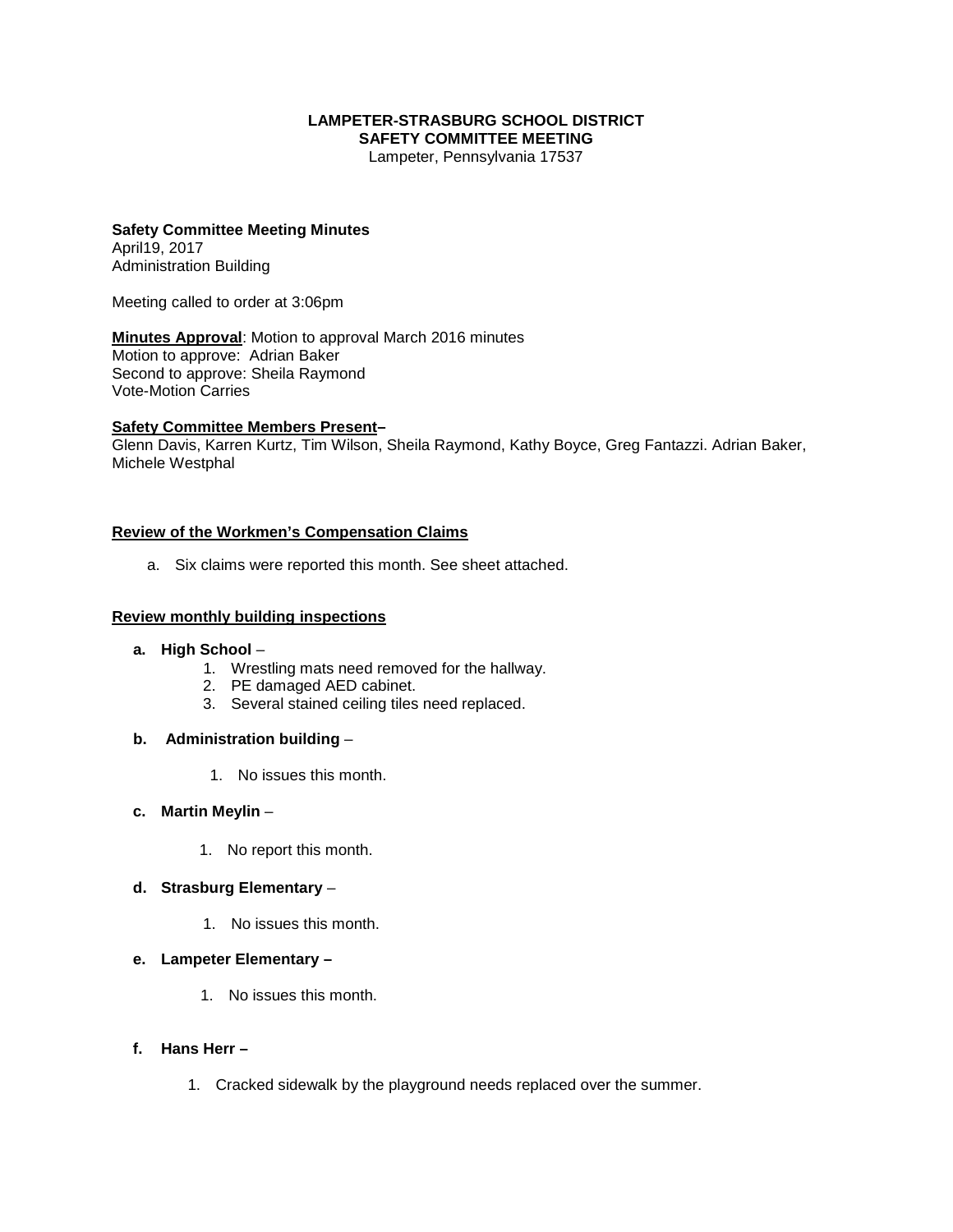**LAMPETER-STRASBURG SCHOOL DISTRICT**
**SAFETY COMMITTEE MEETING**
Lampeter, Pennsylvania 17537

**Safety Committee Meeting Minutes**
April19, 2017
Administration Building

Meeting called to order at 3:06pm

**Minutes Approval**: Motion to approval March 2016 minutes
Motion to approve: Adrian Baker
Second to approve: Sheila Raymond
Vote-Motion Carries

**Safety Committee Members Present–**
Glenn Davis, Karren Kurtz, Tim Wilson, Sheila Raymond, Kathy Boyce, Greg Fantazzi. Adrian Baker, Michele Westphal

**Review of the Workmen's Compensation Claims**

a. Six claims were reported this month. See sheet attached.

**Review monthly building inspections**

**a. High School** –
1. Wrestling mats need removed for the hallway.
2. PE damaged AED cabinet.
3. Several stained ceiling tiles need replaced.

**b. Administration building** –
1. No issues this month.

**c. Martin Meylin** –
1. No report this month.

**d. Strasburg Elementary** –
1. No issues this month.

**e. Lampeter Elementary –**
1. No issues this month.

**f. Hans Herr –**
1. Cracked sidewalk by the playground needs replaced over the summer.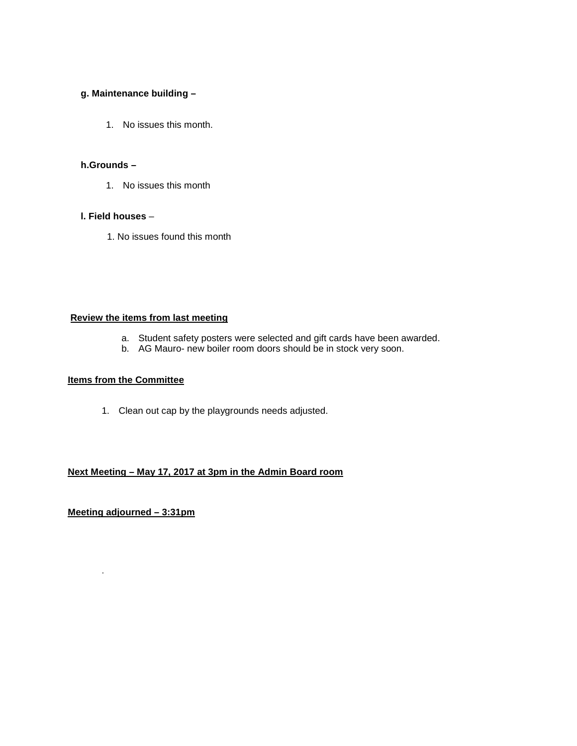**g. Maintenance building –**

1. No issues this month.

**h.Grounds –**

1. No issues this month

**l. Field houses** –

1. No issues found this month

**Review the items from last meeting**

a. Student safety posters were selected and gift cards have been awarded.
b. AG Mauro- new boiler room doors should be in stock very soon.

**Items from the Committee**

1. Clean out cap by the playgrounds needs adjusted.

**Next Meeting – May 17, 2017 at 3pm in the Admin Board room**

**Meeting adjourned – 3:31pm**

.